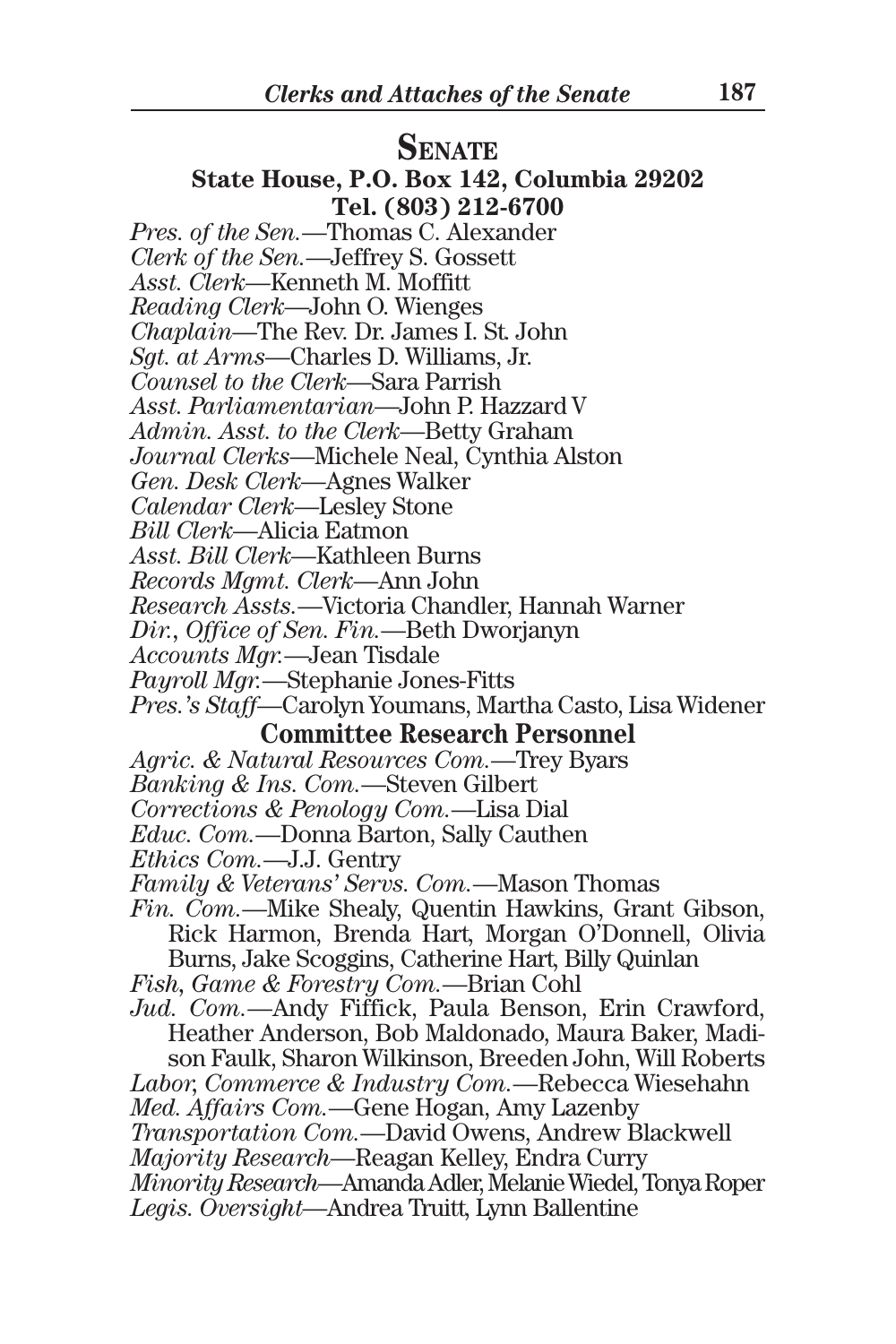## Senate

**State House, P.O. Box 142, Columbia 29202**
**Tel. (803) 212-6700**

*Pres. of the Sen.*—Thomas C. Alexander
*Clerk of the Sen.*—Jeffrey S. Gossett
*Asst. Clerk*—Kenneth M. Moffitt
*Reading Clerk*—John O. Wienges
*Chaplain*—The Rev. Dr. James I. St. John
*Sgt. at Arms*—Charles D. Williams, Jr.
*Counsel to the Clerk*—Sara Parrish
*Asst. Parliamentarian*—John P. Hazzard V
*Admin. Asst. to the Clerk*—Betty Graham
*Journal Clerks*—Michele Neal, Cynthia Alston
*Gen. Desk Clerk*—Agnes Walker
*Calendar Clerk*—Lesley Stone
*Bill Clerk*—Alicia Eatmon
*Asst. Bill Clerk*—Kathleen Burns
*Records Mgmt. Clerk*—Ann John
*Research Assts.*—Victoria Chandler, Hannah Warner
*Dir., Office of Sen. Fin.*—Beth Dworjanyn
*Accounts Mgr.*—Jean Tisdale
*Payroll Mgr.*—Stephanie Jones-Fitts
*Pres.'s Staff*—Carolyn Youmans, Martha Casto, Lisa Widener

**Committee Research Personnel**

*Agric. & Natural Resources Com.*—Trey Byars
*Banking & Ins. Com.*—Steven Gilbert
*Corrections & Penology Com.*—Lisa Dial
*Educ. Com.*—Donna Barton, Sally Cauthen
*Ethics Com.*—J.J. Gentry
*Family & Veterans' Servs. Com.*—Mason Thomas
*Fin. Com.*—Mike Shealy, Quentin Hawkins, Grant Gibson, Rick Harmon, Brenda Hart, Morgan O'Donnell, Olivia Burns, Jake Scoggins, Catherine Hart, Billy Quinlan
*Fish, Game & Forestry Com.*—Brian Cohl
*Jud. Com.*—Andy Fiffick, Paula Benson, Erin Crawford, Heather Anderson, Bob Maldonado, Maura Baker, Madison Faulk, Sharon Wilkinson, Breeden John, Will Roberts
*Labor, Commerce & Industry Com.*—Rebecca Wiesehahn
*Med. Affairs Com.*—Gene Hogan, Amy Lazenby
*Transportation Com.*—David Owens, Andrew Blackwell
*Majority Research*—Reagan Kelley, Endra Curry
*Minority Research*—Amanda Adler, Melanie Wiedel, Tonya Roper
*Legis. Oversight*—Andrea Truitt, Lynn Ballentine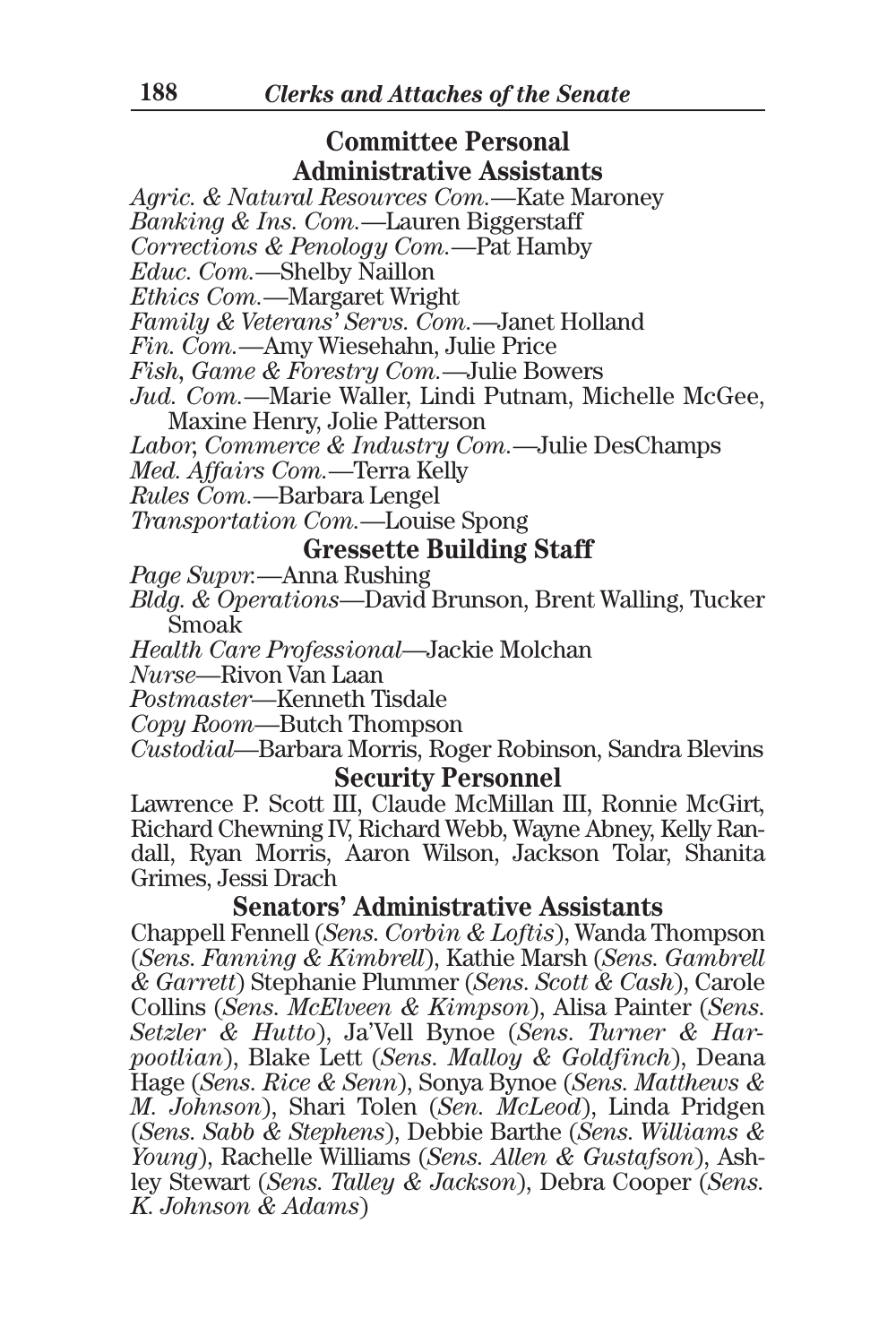## Committee Personal Administrative Assistants

*Agric. & Natural Resources Com.*—Kate Maroney
*Banking & Ins. Com.*—Lauren Biggerstaff
*Corrections & Penology Com.*—Pat Hamby
*Educ. Com.*—Shelby Naillon
*Ethics Com.*—Margaret Wright
*Family & Veterans' Servs. Com.*—Janet Holland
*Fin. Com.*—Amy Wiesehahn, Julie Price
*Fish, Game & Forestry Com.*—Julie Bowers
*Jud. Com.*—Marie Waller, Lindi Putnam, Michelle McGee, Maxine Henry, Jolie Patterson
*Labor, Commerce & Industry Com.*—Julie DesChamps
*Med. Affairs Com.*—Terra Kelly
*Rules Com.*—Barbara Lengel
*Transportation Com.*—Louise Spong

## Gressette Building Staff

*Page Supvr.*—Anna Rushing
*Bldg. & Operations*—David Brunson, Brent Walling, Tucker Smoak
*Health Care Professional*—Jackie Molchan
*Nurse*—Rivon Van Laan
*Postmaster*—Kenneth Tisdale
*Copy Room*—Butch Thompson
*Custodial*—Barbara Morris, Roger Robinson, Sandra Blevins

## Security Personnel

Lawrence P. Scott III, Claude McMillan III, Ronnie McGirt, Richard Chewning IV, Richard Webb, Wayne Abney, Kelly Randall, Ryan Morris, Aaron Wilson, Jackson Tolar, Shanita Grimes, Jessi Drach

## Senators' Administrative Assistants

Chappell Fennell (*Sens. Corbin & Loftis*), Wanda Thompson (*Sens. Fanning & Kimbrell*), Kathie Marsh (*Sens. Gambrell & Garrett*) Stephanie Plummer (*Sens. Scott & Cash*), Carole Collins (*Sens. McElveen & Kimpson*), Alisa Painter (*Sens. Setzler & Hutto*), Ja'Vell Bynoe (*Sens. Turner & Harpootlian*), Blake Lett (*Sens. Malloy & Goldfinch*), Deana Hage (*Sens. Rice & Senn*), Sonya Bynoe (*Sens. Matthews & M. Johnson*), Shari Tolen (*Sen. McLeod*), Linda Pridgen (*Sens. Sabb & Stephens*), Debbie Barthe (*Sens. Williams & Young*), Rachelle Williams (*Sens. Allen & Gustafson*), Ashley Stewart (*Sens. Talley & Jackson*), Debra Cooper (*Sens. K. Johnson & Adams*)